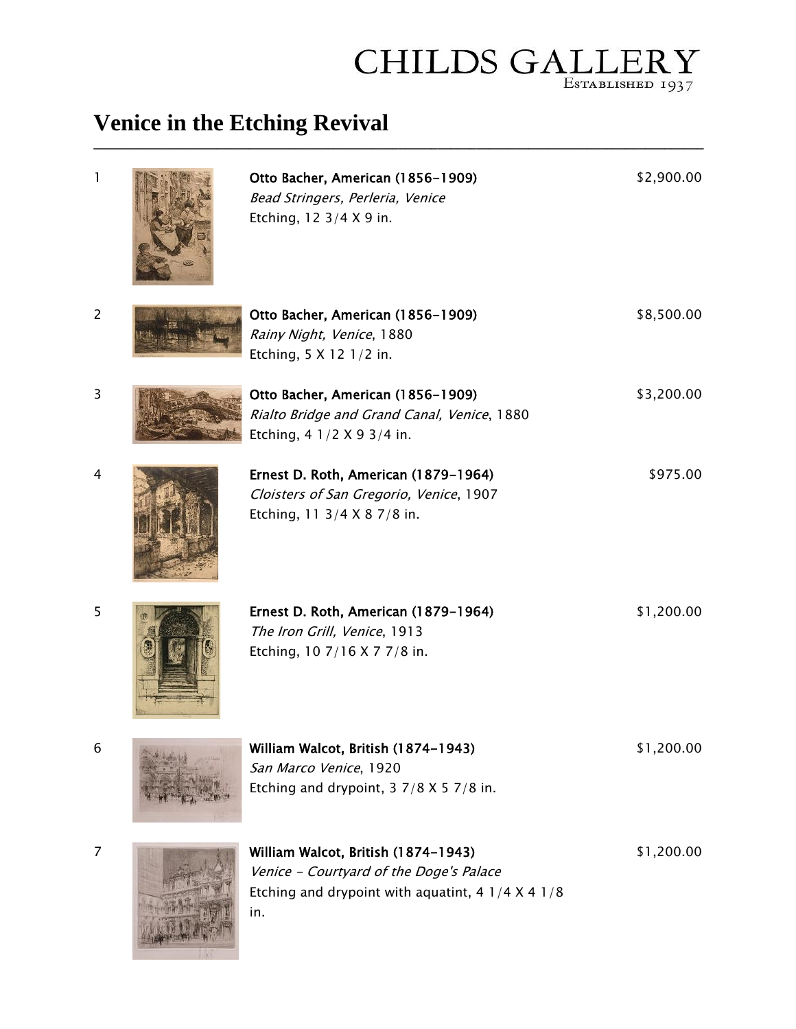CHILDS GALLERY
Established 1937

# Venice in the Etching Revival

| # | Artist | Title | Medium / Size | Price |
|---|---|---|---|---|
| 1 | **Otto Bacher, American (1856-1909)** | *Bead Stringers, Perleria, Venice* | Etching, 12 3/4 X 9 in. | $2,900.00 |
| 2 | **Otto Bacher, American (1856-1909)** | *Rainy Night, Venice*, 1880 | Etching, 5 X 12 1/2 in. | $8,500.00 |
| 3 | **Otto Bacher, American (1856-1909)** | *Rialto Bridge and Grand Canal, Venice*, 1880 | Etching, 4 1/2 X 9 3/4 in. | $3,200.00 |
| 4 | **Ernest D. Roth, American (1879-1964)** | *Cloisters of San Gregorio, Venice*, 1907 | Etching, 11 3/4 X 8 7/8 in. | $975.00 |
| 5 | **Ernest D. Roth, American (1879-1964)** | *The Iron Grill, Venice*, 1913 | Etching, 10 7/16 X 7 7/8 in. | $1,200.00 |
| 6 | **William Walcot, British (1874-1943)** | *San Marco Venice*, 1920 | Etching and drypoint, 3 7/8 X 5 7/8 in. | $1,200.00 |
| 7 | **William Walcot, British (1874-1943)** | *Venice - Courtyard of the Doge's Palace* | Etching and drypoint with aquatint, 4 1/4 X 4 1/8 in. | $1,200.00 |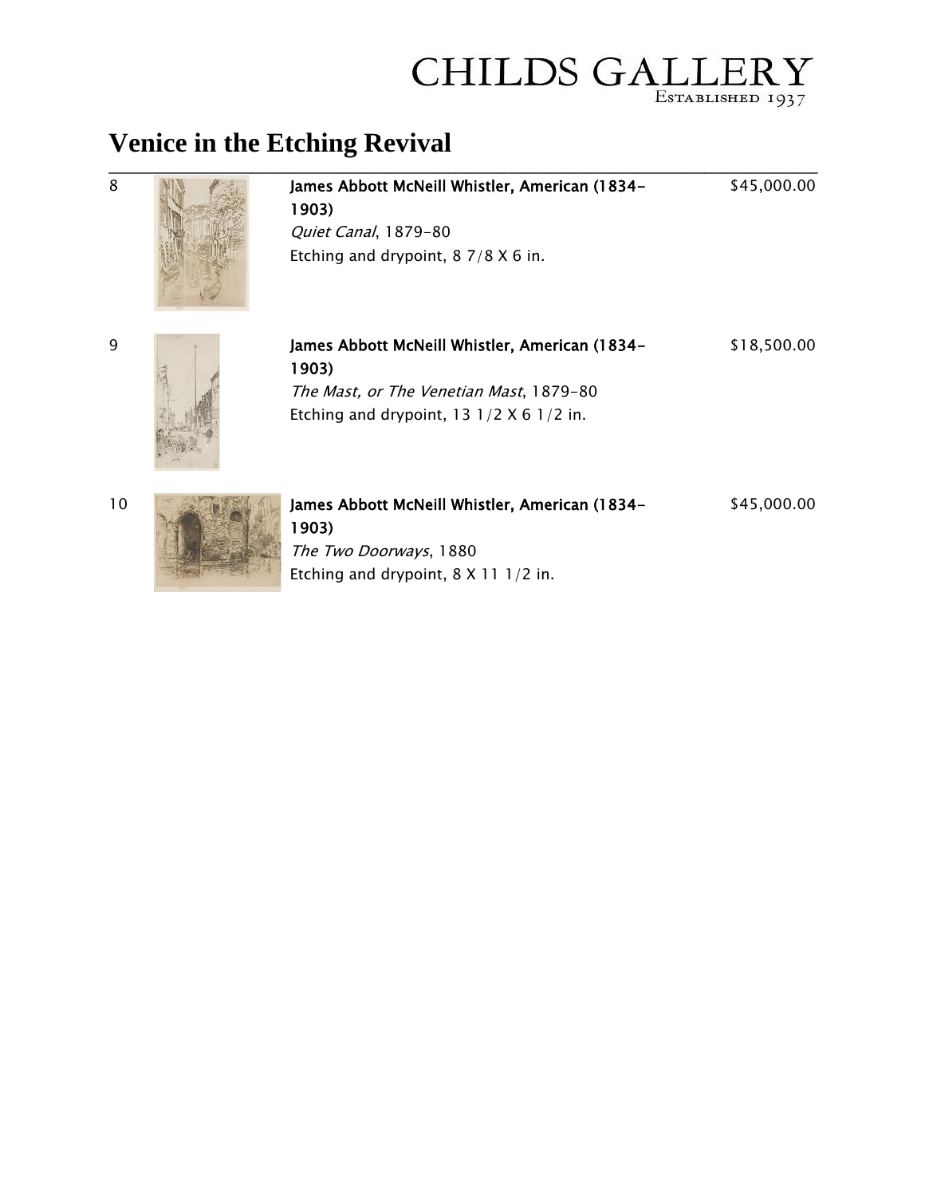# Venice in the Etching Revival

| | | | |
|---|---|---|---|
| 8 | | **James Abbott McNeill Whistler, American (1834-1903)**<br>*Quiet Canal*, 1879-80<br>Etching and drypoint, 8 7/8 X 6 in. | $45,000.00 |
| 9 | | **James Abbott McNeill Whistler, American (1834-1903)**<br>*The Mast, or The Venetian Mast*, 1879-80<br>Etching and drypoint, 13 1/2 X 6 1/2 in. | $18,500.00 |
| 10 | | **James Abbott McNeill Whistler, American (1834-1903)**<br>*The Two Doorways*, 1880<br>Etching and drypoint, 8 X 11 1/2 in. | $45,000.00 |